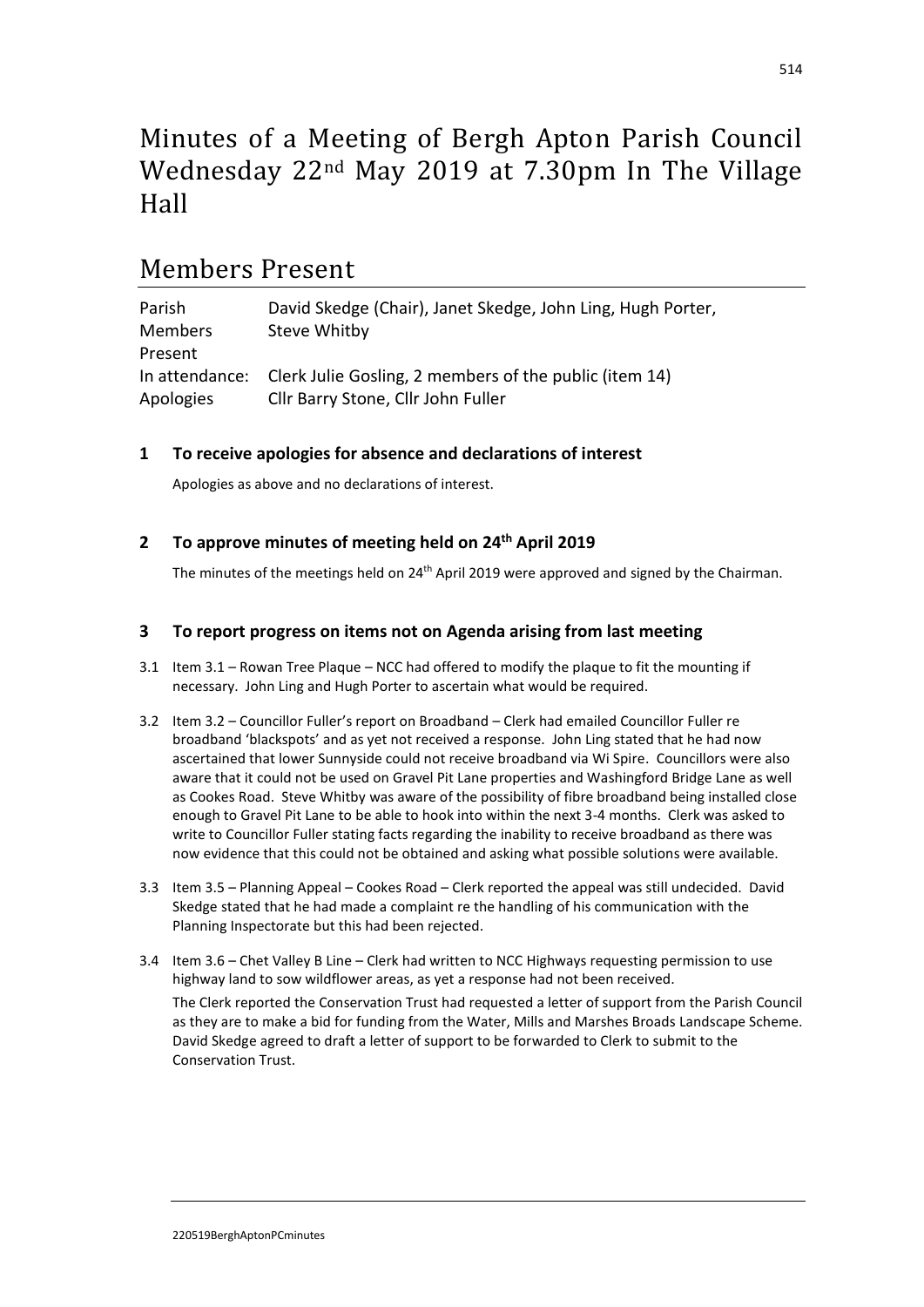# Minutes of a Meeting of Bergh Apton Parish Council Wednesday 22nd May 2019 at 7.30pm In The Village Hall

## Members Present

| | |
|---|---|
| Parish Members Present | David Skedge (Chair), Janet Skedge, John Ling, Hugh Porter, Steve Whitby |
| In attendance: | Clerk Julie Gosling, 2 members of the public (item 14) |
| Apologies | Cllr Barry Stone, Cllr John Fuller |

### 1 To receive apologies for absence and declarations of interest

Apologies as above and no declarations of interest.

### 2 To approve minutes of meeting held on 24th April 2019

The minutes of the meetings held on 24th April 2019 were approved and signed by the Chairman.

### 3 To report progress on items not on Agenda arising from last meeting

3.1 Item 3.1 – Rowan Tree Plaque – NCC had offered to modify the plaque to fit the mounting if necessary. John Ling and Hugh Porter to ascertain what would be required.

3.2 Item 3.2 – Councillor Fuller's report on Broadband – Clerk had emailed Councillor Fuller re broadband 'blackspots' and as yet not received a response. John Ling stated that he had now ascertained that lower Sunnyside could not receive broadband via Wi Spire. Councillors were also aware that it could not be used on Gravel Pit Lane properties and Washingford Bridge Lane as well as Cookes Road. Steve Whitby was aware of the possibility of fibre broadband being installed close enough to Gravel Pit Lane to be able to hook into within the next 3-4 months. Clerk was asked to write to Councillor Fuller stating facts regarding the inability to receive broadband as there was now evidence that this could not be obtained and asking what possible solutions were available.

3.3 Item 3.5 – Planning Appeal – Cookes Road – Clerk reported the appeal was still undecided. David Skedge stated that he had made a complaint re the handling of his communication with the Planning Inspectorate but this had been rejected.

3.4 Item 3.6 – Chet Valley B Line – Clerk had written to NCC Highways requesting permission to use highway land to sow wildflower areas, as yet a response had not been received.

The Clerk reported the Conservation Trust had requested a letter of support from the Parish Council as they are to make a bid for funding from the Water, Mills and Marshes Broads Landscape Scheme. David Skedge agreed to draft a letter of support to be forwarded to Clerk to submit to the Conservation Trust.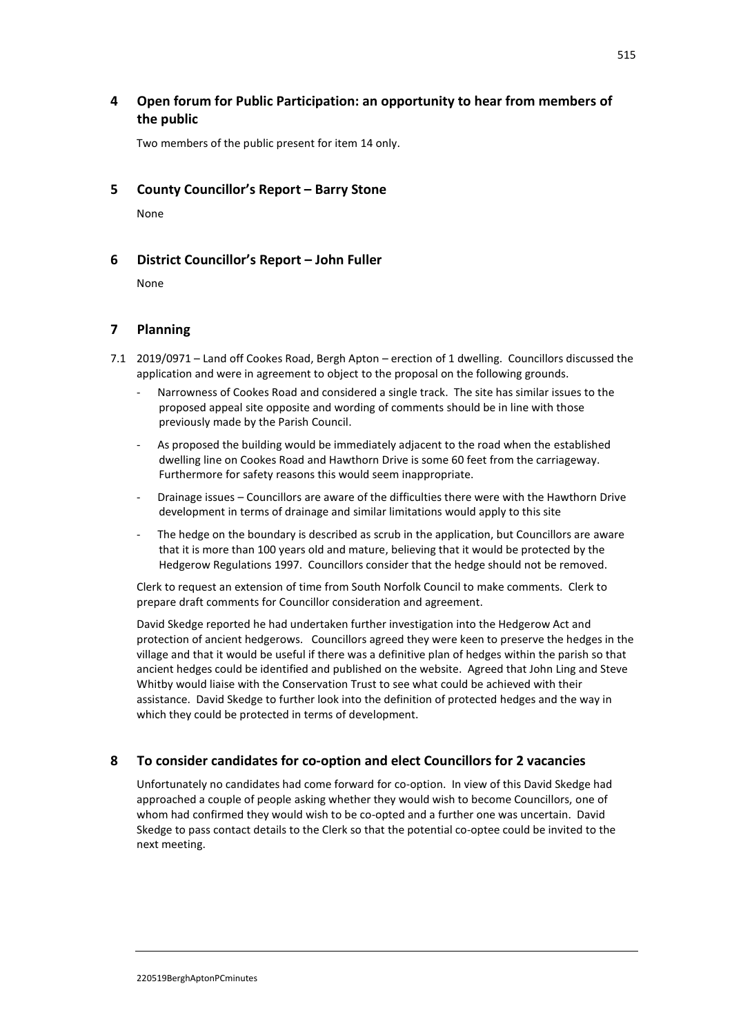## 4 Open forum for Public Participation: an opportunity to hear from members of the public

Two members of the public present for item 14 only.

## 5 County Councillor's Report – Barry Stone

None

## 6 District Councillor's Report – John Fuller

None

## 7 Planning

7.1 2019/0971 – Land off Cookes Road, Bergh Apton – erection of 1 dwelling. Councillors discussed the application and were in agreement to object to the proposal on the following grounds.

- Narrowness of Cookes Road and considered a single track. The site has similar issues to the proposed appeal site opposite and wording of comments should be in line with those previously made by the Parish Council.
- As proposed the building would be immediately adjacent to the road when the established dwelling line on Cookes Road and Hawthorn Drive is some 60 feet from the carriageway. Furthermore for safety reasons this would seem inappropriate.
- Drainage issues – Councillors are aware of the difficulties there were with the Hawthorn Drive development in terms of drainage and similar limitations would apply to this site
- The hedge on the boundary is described as scrub in the application, but Councillors are aware that it is more than 100 years old and mature, believing that it would be protected by the Hedgerow Regulations 1997. Councillors consider that the hedge should not be removed.

Clerk to request an extension of time from South Norfolk Council to make comments. Clerk to prepare draft comments for Councillor consideration and agreement.

David Skedge reported he had undertaken further investigation into the Hedgerow Act and protection of ancient hedgerows. Councillors agreed they were keen to preserve the hedges in the village and that it would be useful if there was a definitive plan of hedges within the parish so that ancient hedges could be identified and published on the website. Agreed that John Ling and Steve Whitby would liaise with the Conservation Trust to see what could be achieved with their assistance. David Skedge to further look into the definition of protected hedges and the way in which they could be protected in terms of development.

## 8 To consider candidates for co-option and elect Councillors for 2 vacancies

Unfortunately no candidates had come forward for co-option. In view of this David Skedge had approached a couple of people asking whether they would wish to become Councillors, one of whom had confirmed they would wish to be co-opted and a further one was uncertain. David Skedge to pass contact details to the Clerk so that the potential co-optee could be invited to the next meeting.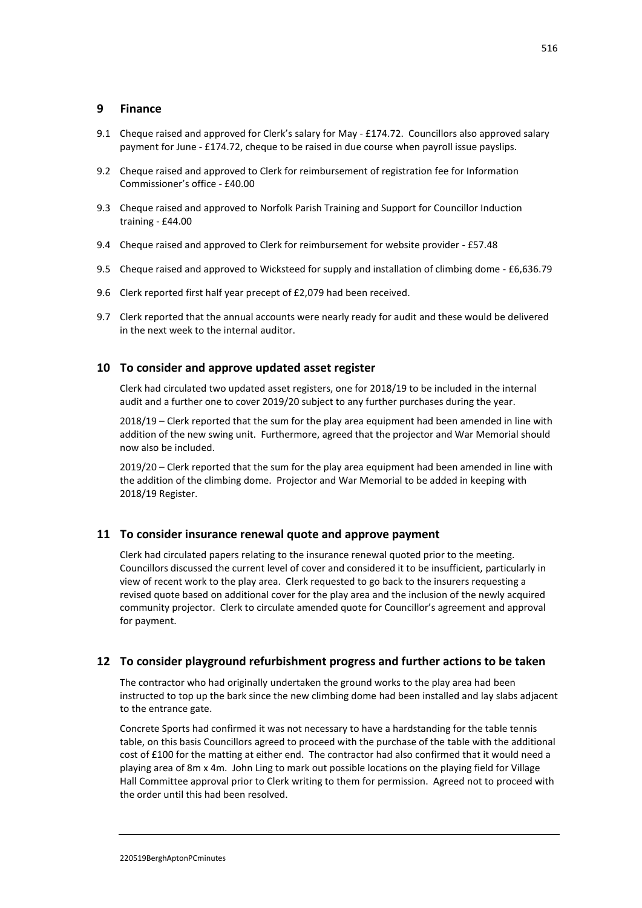## 9 Finance

9.1 Cheque raised and approved for Clerk's salary for May - £174.72. Councillors also approved salary payment for June - £174.72, cheque to be raised in due course when payroll issue payslips.

9.2 Cheque raised and approved to Clerk for reimbursement of registration fee for Information Commissioner's office - £40.00

9.3 Cheque raised and approved to Norfolk Parish Training and Support for Councillor Induction training - £44.00

9.4 Cheque raised and approved to Clerk for reimbursement for website provider - £57.48

9.5 Cheque raised and approved to Wicksteed for supply and installation of climbing dome - £6,636.79

9.6 Clerk reported first half year precept of £2,079 had been received.

9.7 Clerk reported that the annual accounts were nearly ready for audit and these would be delivered in the next week to the internal auditor.

## 10 To consider and approve updated asset register

Clerk had circulated two updated asset registers, one for 2018/19 to be included in the internal audit and a further one to cover 2019/20 subject to any further purchases during the year.

2018/19 – Clerk reported that the sum for the play area equipment had been amended in line with addition of the new swing unit. Furthermore, agreed that the projector and War Memorial should now also be included.

2019/20 – Clerk reported that the sum for the play area equipment had been amended in line with the addition of the climbing dome. Projector and War Memorial to be added in keeping with 2018/19 Register.

## 11 To consider insurance renewal quote and approve payment

Clerk had circulated papers relating to the insurance renewal quoted prior to the meeting. Councillors discussed the current level of cover and considered it to be insufficient, particularly in view of recent work to the play area. Clerk requested to go back to the insurers requesting a revised quote based on additional cover for the play area and the inclusion of the newly acquired community projector. Clerk to circulate amended quote for Councillor's agreement and approval for payment.

## 12 To consider playground refurbishment progress and further actions to be taken

The contractor who had originally undertaken the ground works to the play area had been instructed to top up the bark since the new climbing dome had been installed and lay slabs adjacent to the entrance gate.

Concrete Sports had confirmed it was not necessary to have a hardstanding for the table tennis table, on this basis Councillors agreed to proceed with the purchase of the table with the additional cost of £100 for the matting at either end. The contractor had also confirmed that it would need a playing area of 8m x 4m. John Ling to mark out possible locations on the playing field for Village Hall Committee approval prior to Clerk writing to them for permission. Agreed not to proceed with the order until this had been resolved.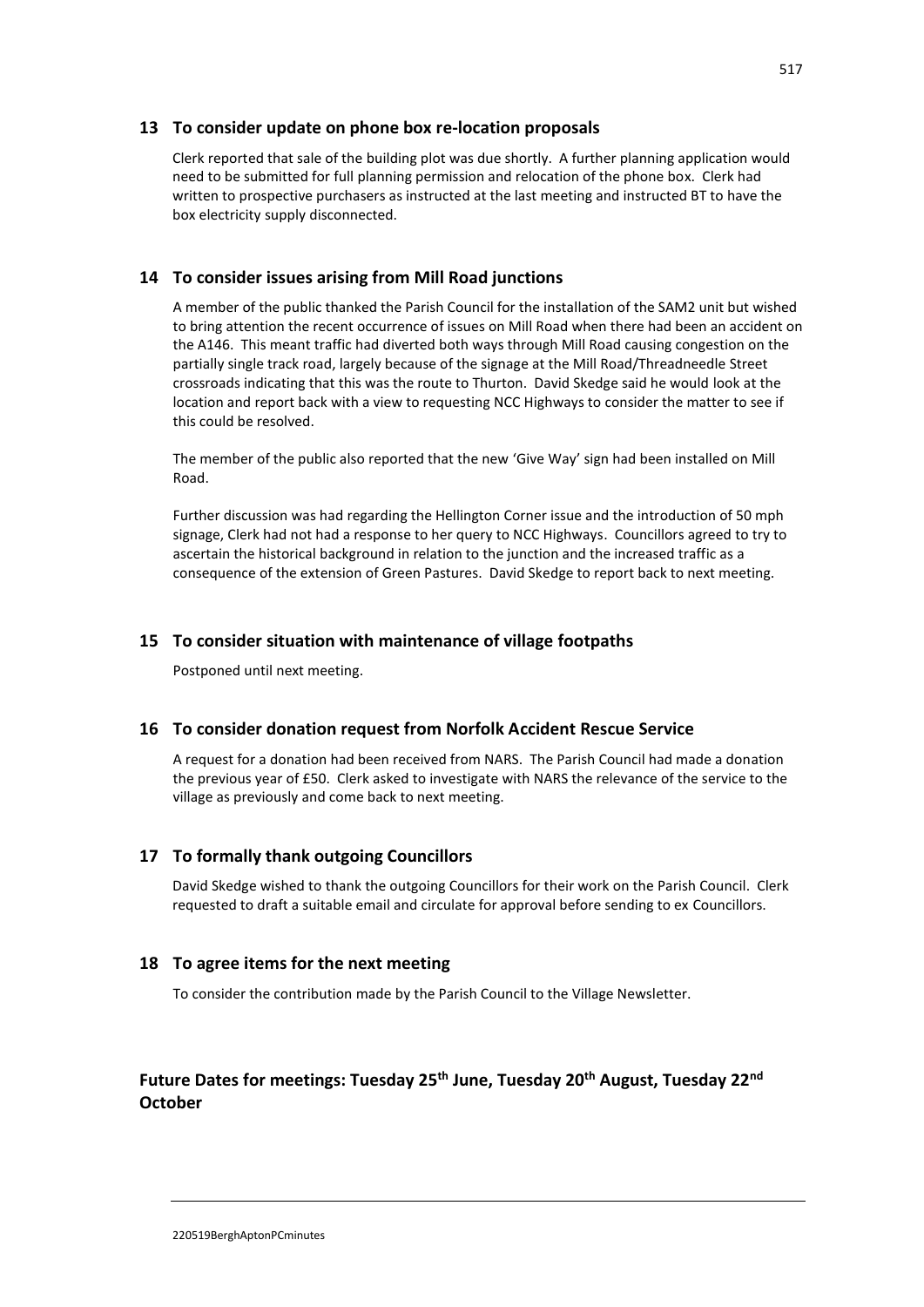## 13 To consider update on phone box re-location proposals

Clerk reported that sale of the building plot was due shortly. A further planning application would need to be submitted for full planning permission and relocation of the phone box. Clerk had written to prospective purchasers as instructed at the last meeting and instructed BT to have the box electricity supply disconnected.

## 14 To consider issues arising from Mill Road junctions

A member of the public thanked the Parish Council for the installation of the SAM2 unit but wished to bring attention the recent occurrence of issues on Mill Road when there had been an accident on the A146. This meant traffic had diverted both ways through Mill Road causing congestion on the partially single track road, largely because of the signage at the Mill Road/Threadneedle Street crossroads indicating that this was the route to Thurton. David Skedge said he would look at the location and report back with a view to requesting NCC Highways to consider the matter to see if this could be resolved.

The member of the public also reported that the new 'Give Way' sign had been installed on Mill Road.

Further discussion was had regarding the Hellington Corner issue and the introduction of 50 mph signage, Clerk had not had a response to her query to NCC Highways. Councillors agreed to try to ascertain the historical background in relation to the junction and the increased traffic as a consequence of the extension of Green Pastures. David Skedge to report back to next meeting.

## 15 To consider situation with maintenance of village footpaths

Postponed until next meeting.

## 16 To consider donation request from Norfolk Accident Rescue Service

A request for a donation had been received from NARS. The Parish Council had made a donation the previous year of £50. Clerk asked to investigate with NARS the relevance of the service to the village as previously and come back to next meeting.

## 17 To formally thank outgoing Councillors

David Skedge wished to thank the outgoing Councillors for their work on the Parish Council. Clerk requested to draft a suitable email and circulate for approval before sending to ex Councillors.

## 18 To agree items for the next meeting

To consider the contribution made by the Parish Council to the Village Newsletter.

## Future Dates for meetings: Tuesday 25th June, Tuesday 20th August, Tuesday 22nd October